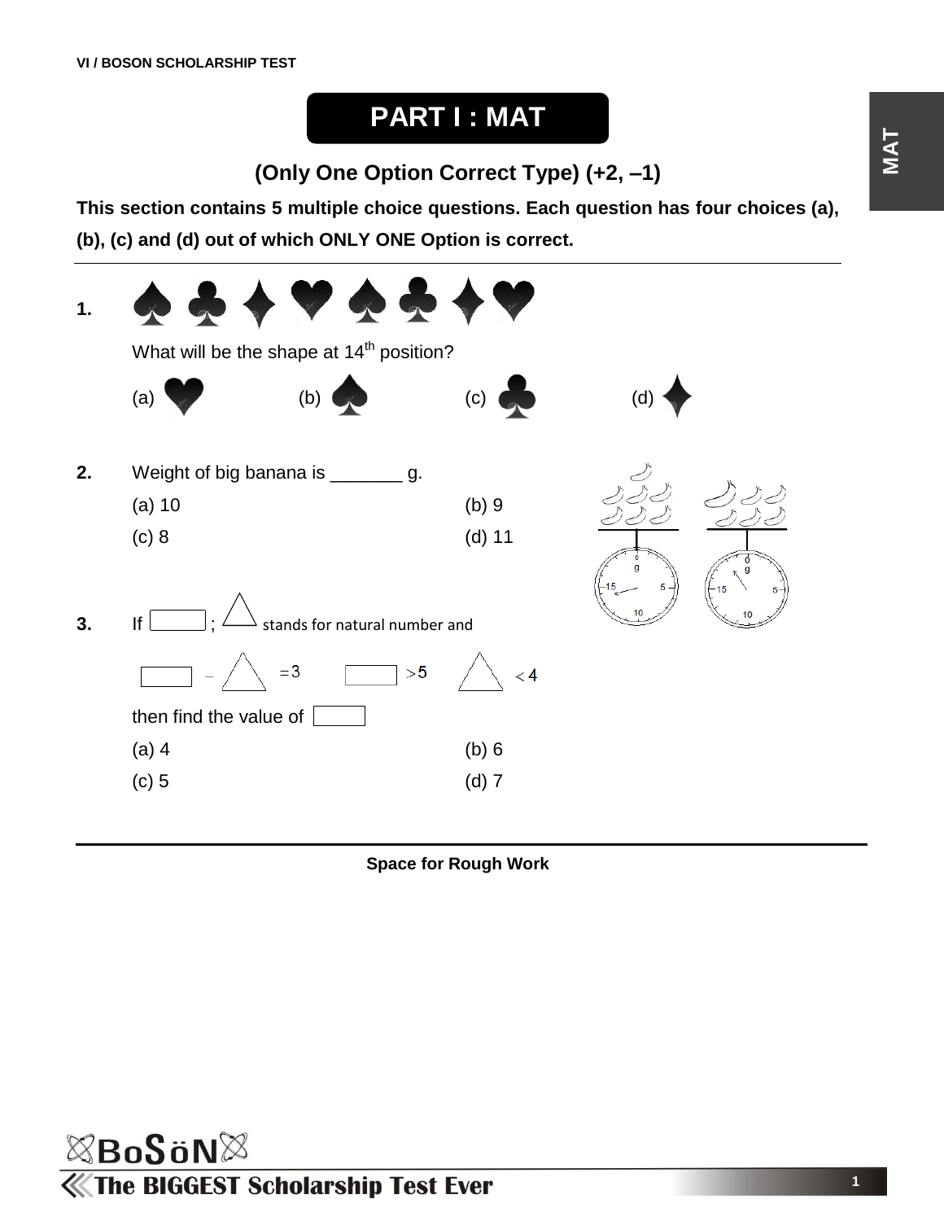VI / BOSON SCHOLARSHIP TEST

# PART I : MAT

### (Only One Option Correct Type) (+2, –1)

**This section contains 5 multiple choice questions. Each question has four choices (a), (b), (c) and (d) out of which ONLY ONE Option is correct.**

---

**1.** ♠ ♣ ♦ ♥ ♠ ♣ ♦ ♥

What will be the shape at 14th position?

(a) ♥ (b) ♠ (c) ♣ (d) ♦

**2.** Weight of big banana is _______ g.

(a) 10 (b) 9

(c) 8 (d) 11

**3.** If ☐ ; △ stands for natural number and

☐ – △ = 3  ☐ > 5  △ < 4

then find the value of ☐

(a) 4 (b) 6

(c) 5 (d) 7

---

**Space for Rough Work**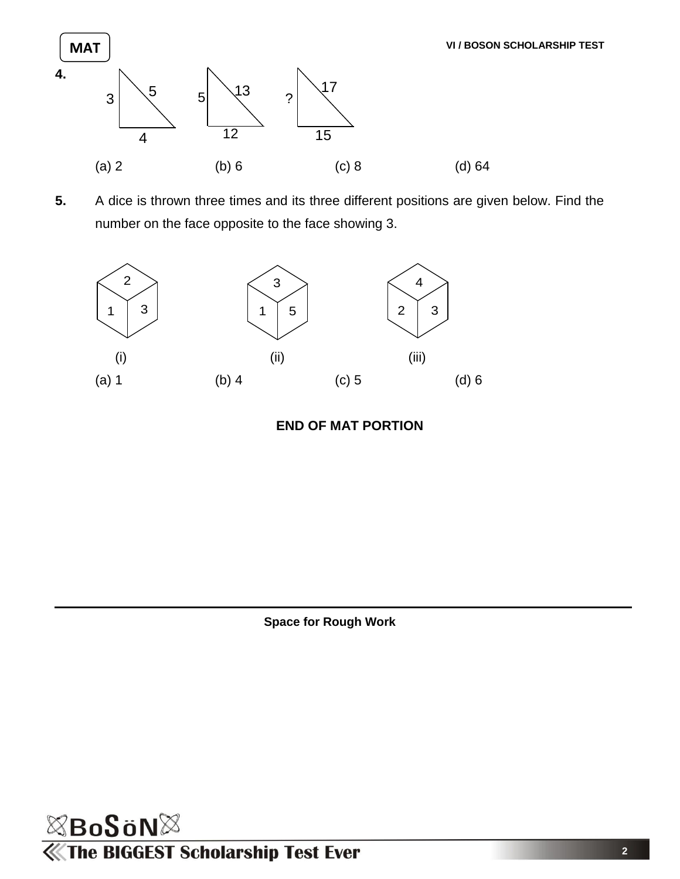**MAT**

**4.**

Triangle 1: sides 3, 4, hypotenuse 5
Triangle 2: sides 5, 12, hypotenuse 13
Triangle 3: sides ?, 15, hypotenuse 17

(a) 2 (b) 6 (c) 8 (d) 64

**5.** A dice is thrown three times and its three different positions are given below. Find the number on the face opposite to the face showing 3.

(i) Top: 2, Left: 1, Right: 3
(ii) Top: 3, Left: 1, Right: 5
(iii) Top: 4, Left: 2, Right: 3

(a) 1 (b) 4 (c) 5 (d) 6

**END OF MAT PORTION**

**Space for Rough Work**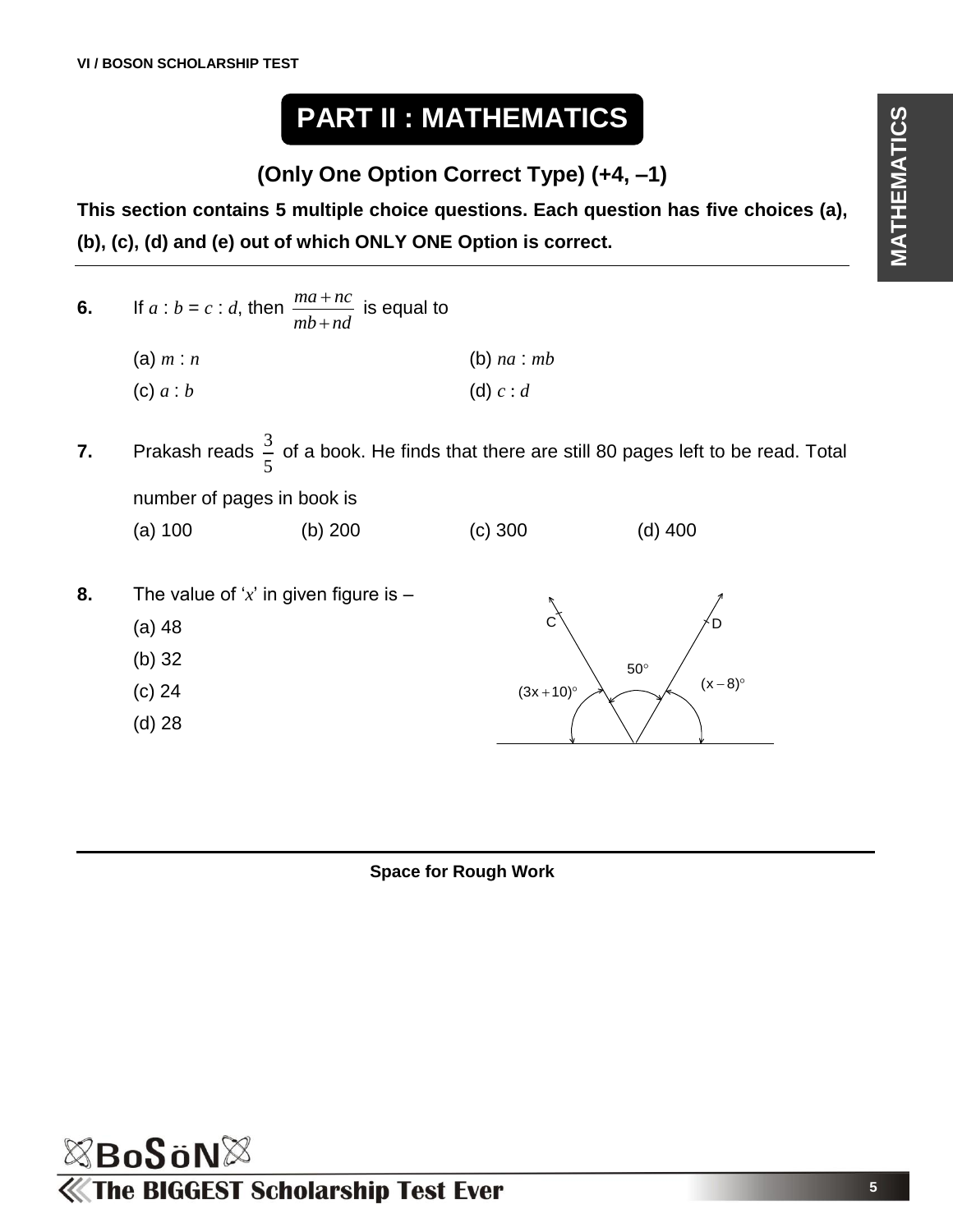# PART II : MATHEMATICS

## (Only One Option Correct Type) (+4, –1)

**This section contains 5 multiple choice questions. Each question has five choices (a), (b), (c), (d) and (e) out of which ONLY ONE Option is correct.**

**6.** If $a : b = c : d$, then $\frac{ma+nc}{mb+nd}$ is equal to

(a) $m : n$ (b) $na : mb$

(c) $a : b$ (d) $c : d$

**7.** Prakash reads $\frac{3}{5}$ of a book. He finds that there are still 80 pages left to be read. Total number of pages in book is

(a) 100 (b) 200 (c) 300 (d) 400

**8.** The value of '$x$' in given figure is –

(a) 48

(b) 32

(c) 24

(d) 28

C, D, $50^\circ$, $(3x+10)^\circ$, $(x-8)^\circ$

**Space for Rough Work**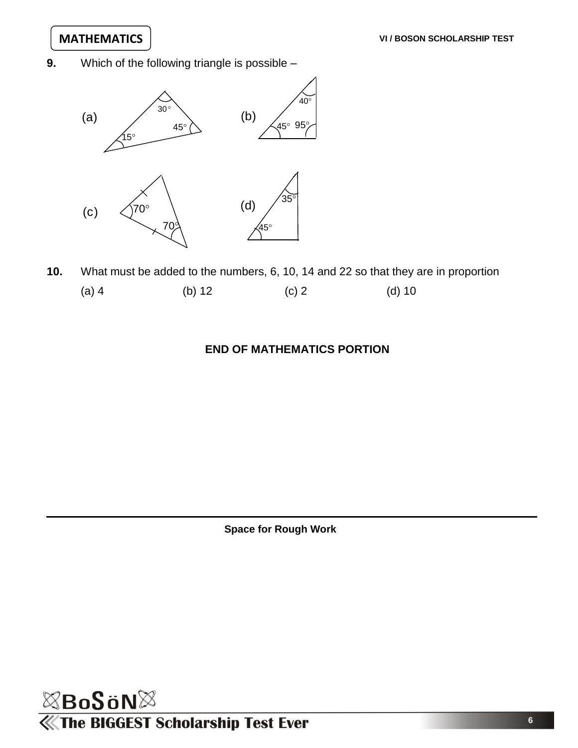**MATHEMATICS**

**9.** Which of the following triangle is possible –

(a) Triangle with angles $30^\circ$, $45^\circ$, $15^\circ$

(b) Triangle with angles $40^\circ$, $45^\circ$, $95^\circ$

(c) Triangle with angles $70^\circ$, $70^\circ$

(d) Triangle with angles $35^\circ$, $45^\circ$

**10.** What must be added to the numbers, 6, 10, 14 and 22 so that they are in proportion

(a) 4 (b) 12 (c) 2 (d) 10

**END OF MATHEMATICS PORTION**

**Space for Rough Work**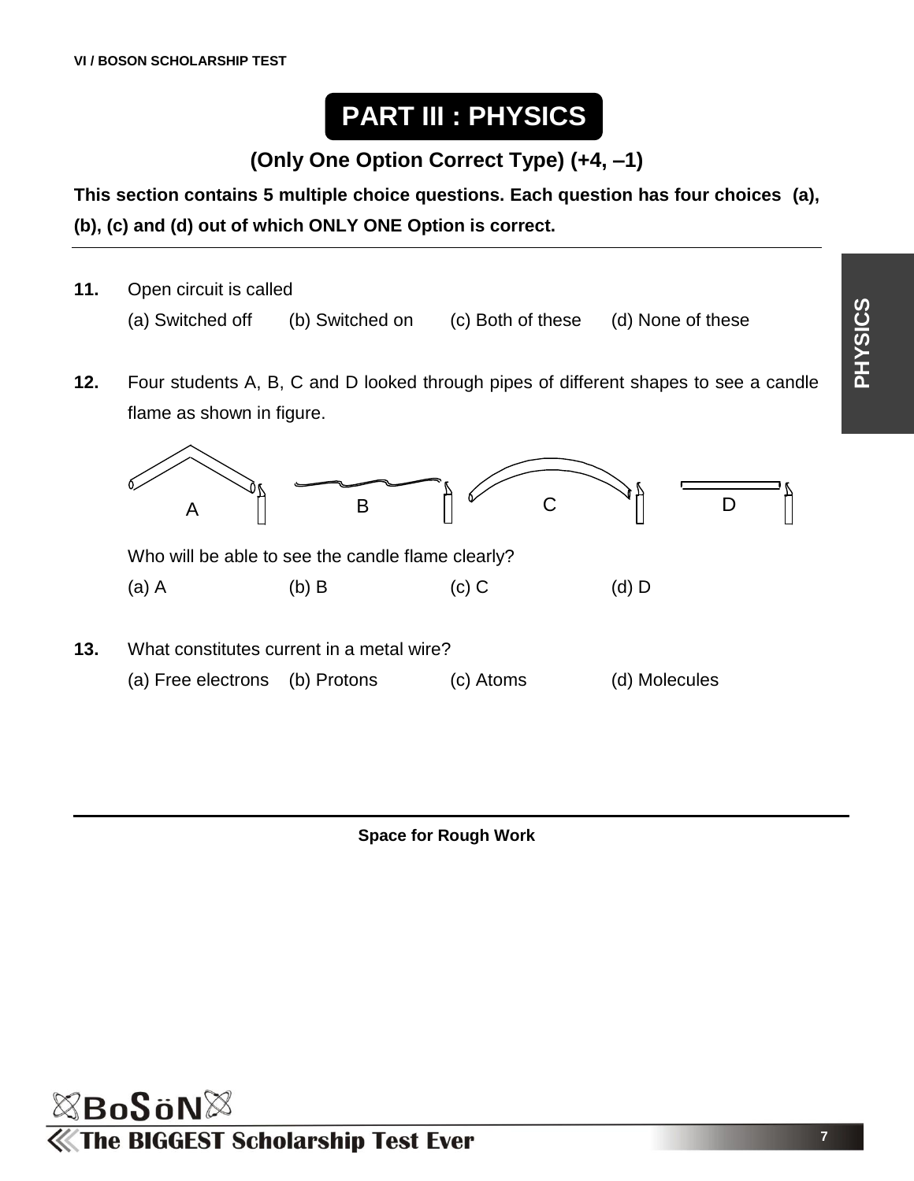# PART III : PHYSICS

**(Only One Option Correct Type) (+4, –1)**

**This section contains 5 multiple choice questions. Each question has four choices (a), (b), (c) and (d) out of which ONLY ONE Option is correct.**

---

**11.** Open circuit is called

(a) Switched off (b) Switched on (c) Both of these (d) None of these

**12.** Four students A, B, C and D looked through pipes of different shapes to see a candle flame as shown in figure.

A B C D

Who will be able to see the candle flame clearly?

(a) A (b) B (c) C (d) D

**13.** What constitutes current in a metal wire?

(a) Free electrons (b) Protons (c) Atoms (d) Molecules

---

**Space for Rough Work**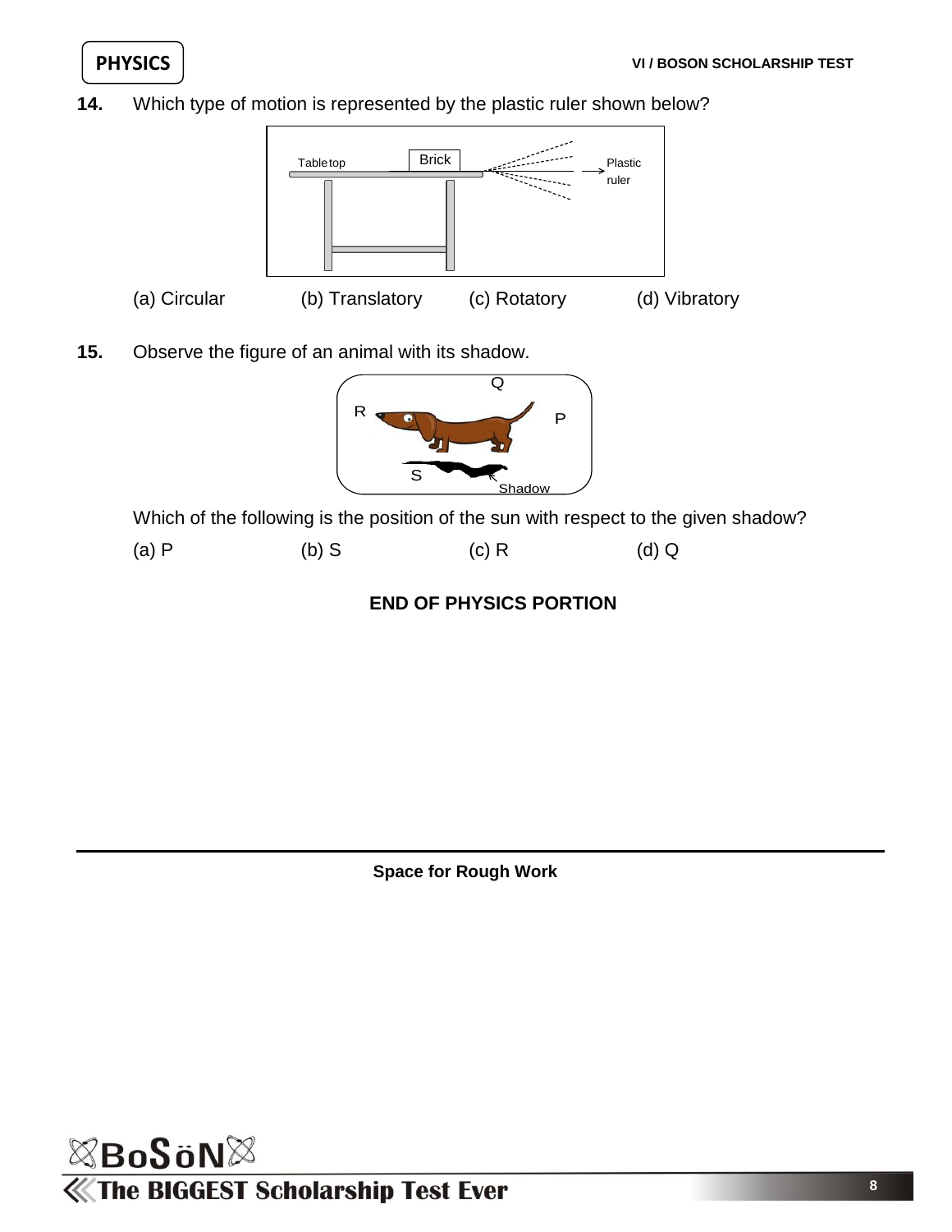**PHYSICS**

**14.** Which type of motion is represented by the plastic ruler shown below?

Table top | Brick | Plastic ruler

(a) Circular (b) Translatory (c) Rotatory (d) Vibratory

**15.** Observe the figure of an animal with its shadow.

Q | R | P | S | Shadow

Which of the following is the position of the sun with respect to the given shadow?

(a) P (b) S (c) R (d) Q

**END OF PHYSICS PORTION**

**Space for Rough Work**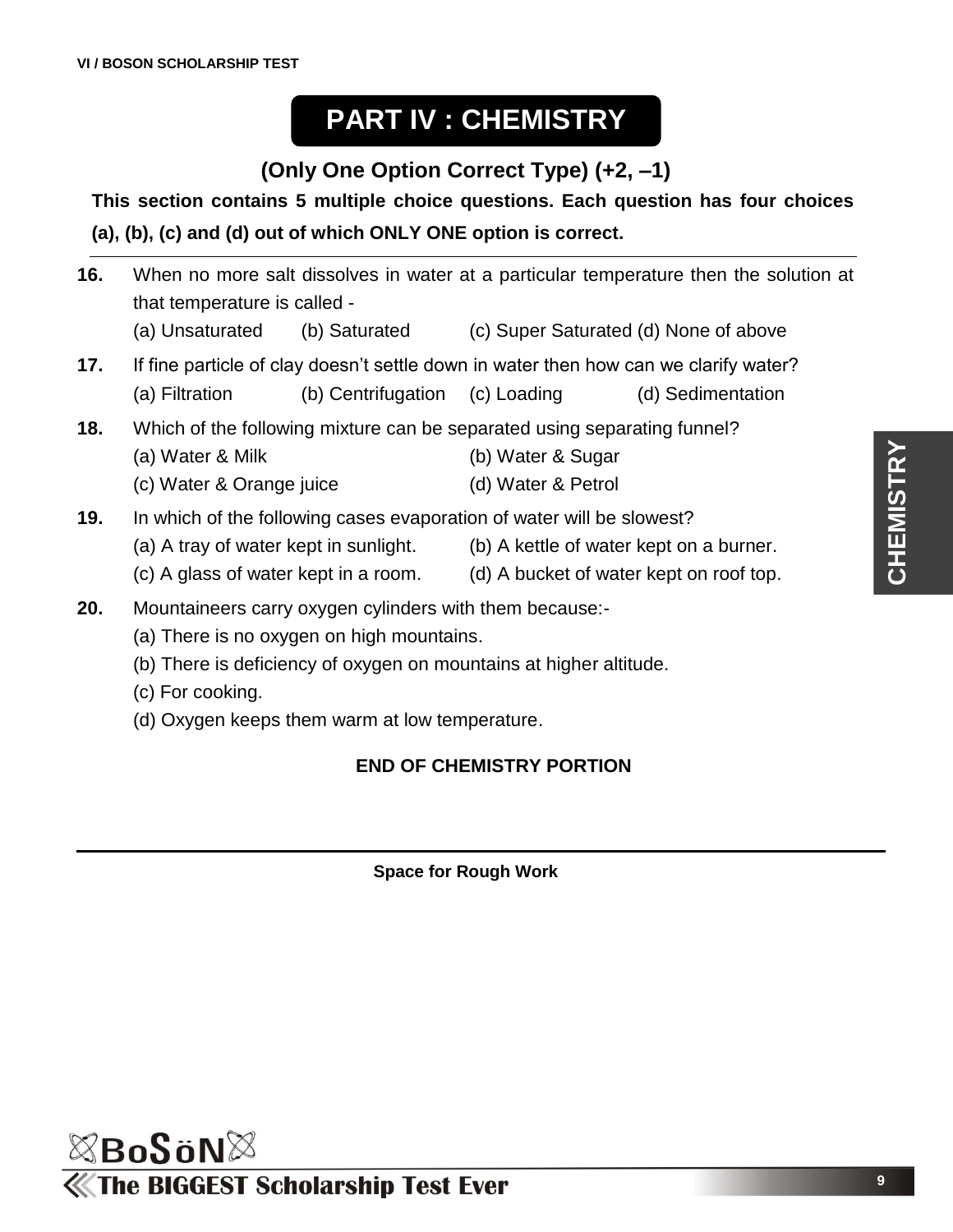# PART IV : CHEMISTRY

### (Only One Option Correct Type) (+2, –1)

**This section contains 5 multiple choice questions. Each question has four choices (a), (b), (c) and (d) out of which ONLY ONE option is correct.**

---

**16.** When no more salt dissolves in water at a particular temperature then the solution at that temperature is called -

(a) Unsaturated (b) Saturated (c) Super Saturated (d) None of above

**17.** If fine particle of clay doesn't settle down in water then how can we clarify water?

(a) Filtration (b) Centrifugation (c) Loading (d) Sedimentation

**18.** Which of the following mixture can be separated using separating funnel?

(a) Water & Milk
(b) Water & Sugar
(c) Water & Orange juice
(d) Water & Petrol

**19.** In which of the following cases evaporation of water will be slowest?

(a) A tray of water kept in sunlight.
(b) A kettle of water kept on a burner.
(c) A glass of water kept in a room.
(d) A bucket of water kept on roof top.

**20.** Mountaineers carry oxygen cylinders with them because:-

(a) There is no oxygen on high mountains.
(b) There is deficiency of oxygen on mountains at higher altitude.
(c) For cooking.
(d) Oxygen keeps them warm at low temperature.

**END OF CHEMISTRY PORTION**

---

**Space for Rough Work**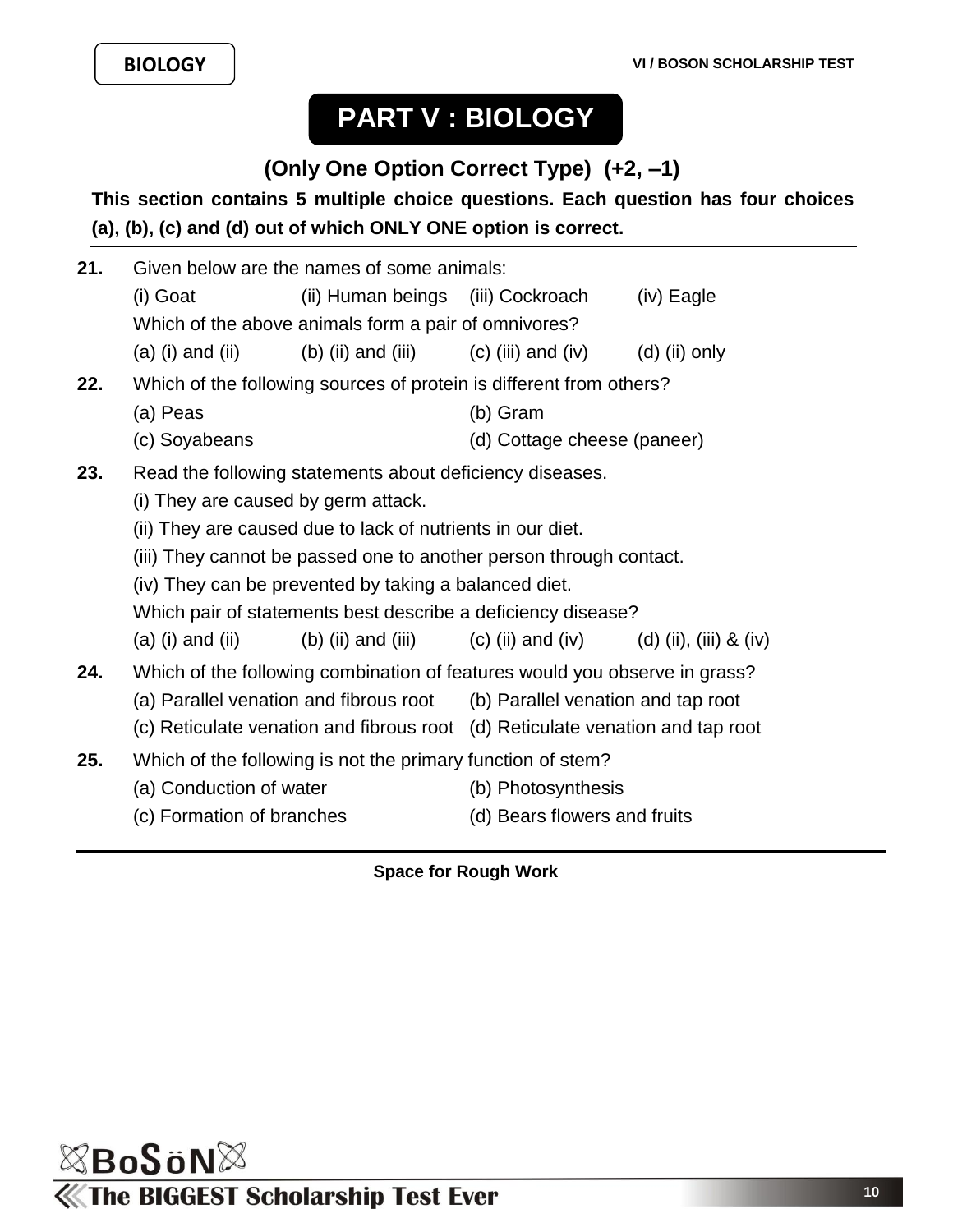# PART V : BIOLOGY

**(Only One Option Correct Type) (+2, –1)**

**This section contains 5 multiple choice questions. Each question has four choices (a), (b), (c) and (d) out of which ONLY ONE option is correct.**

**21.** Given below are the names of some animals:

(i) Goat (ii) Human beings (iii) Cockroach (iv) Eagle

Which of the above animals form a pair of omnivores?

(a) (i) and (ii) (b) (ii) and (iii) (c) (iii) and (iv) (d) (ii) only

**22.** Which of the following sources of protein is different from others?

(a) Peas (b) Gram

(c) Soyabeans (d) Cottage cheese (paneer)

**23.** Read the following statements about deficiency diseases.

(i) They are caused by germ attack.

(ii) They are caused due to lack of nutrients in our diet.

(iii) They cannot be passed one to another person through contact.

(iv) They can be prevented by taking a balanced diet.

Which pair of statements best describe a deficiency disease?

(a) (i) and (ii) (b) (ii) and (iii) (c) (ii) and (iv) (d) (ii), (iii) & (iv)

**24.** Which of the following combination of features would you observe in grass?

(a) Parallel venation and fibrous root (b) Parallel venation and tap root

(c) Reticulate venation and fibrous root (d) Reticulate venation and tap root

**25.** Which of the following is not the primary function of stem?

(a) Conduction of water (b) Photosynthesis

(c) Formation of branches (d) Bears flowers and fruits

**Space for Rough Work**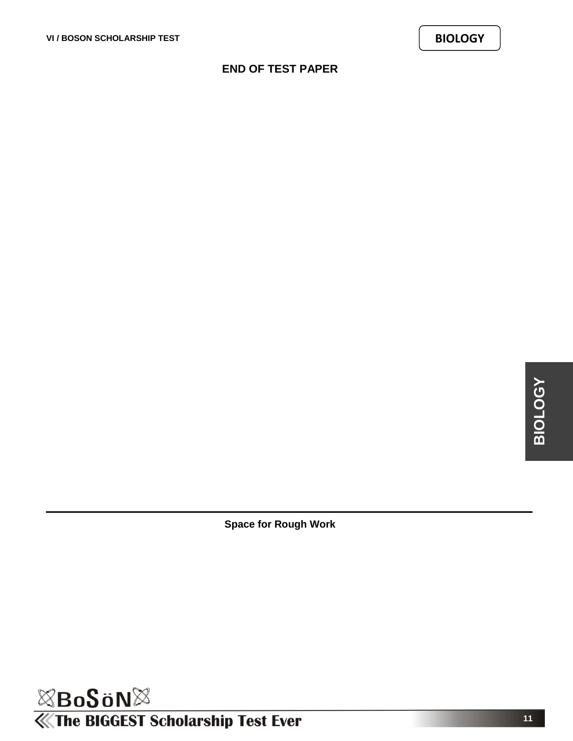**END OF TEST PAPER**

---

**Space for Rough Work**